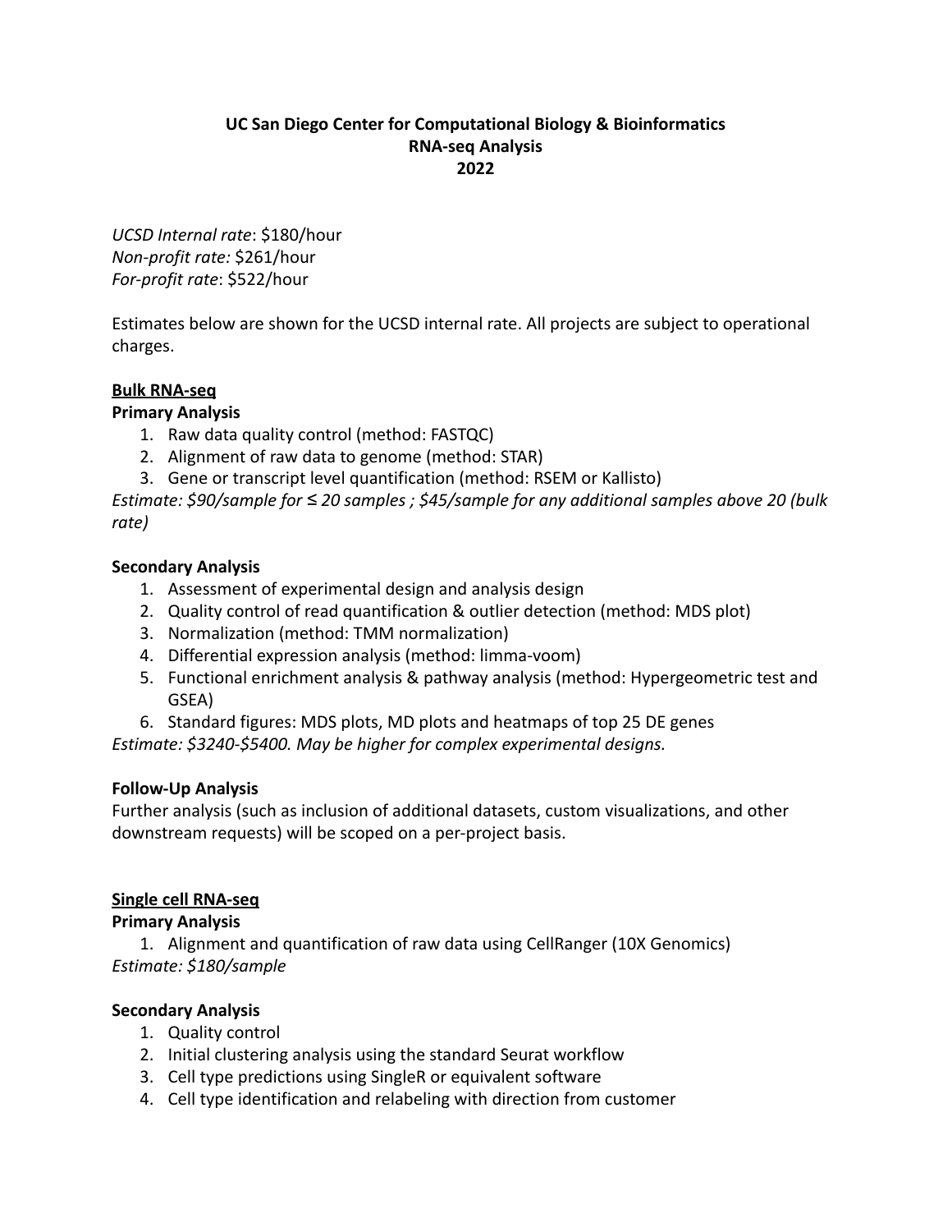# UC San Diego Center for Computational Biology & Bioinformatics
# RNA-seq Analysis
# 2022

*UCSD Internal rate*: $180/hour
*Non-profit rate:* $261/hour
*For-profit rate*: $522/hour

Estimates below are shown for the UCSD internal rate. All projects are subject to operational charges.

## Bulk RNA-seq

### Primary Analysis

1. Raw data quality control (method: FASTQC)
2. Alignment of raw data to genome (method: STAR)
3. Gene or transcript level quantification (method: RSEM or Kallisto)

*Estimate: $90/sample for ≤ 20 samples ; $45/sample for any additional samples above 20 (bulk rate)*

### Secondary Analysis

1. Assessment of experimental design and analysis design
2. Quality control of read quantification & outlier detection (method: MDS plot)
3. Normalization (method: TMM normalization)
4. Differential expression analysis (method: limma-voom)
5. Functional enrichment analysis & pathway analysis (method: Hypergeometric test and GSEA)
6. Standard figures: MDS plots, MD plots and heatmaps of top 25 DE genes

*Estimate: $3240-$5400. May be higher for complex experimental designs.*

### Follow-Up Analysis

Further analysis (such as inclusion of additional datasets, custom visualizations, and other downstream requests) will be scoped on a per-project basis.

## Single cell RNA-seq

### Primary Analysis

1. Alignment and quantification of raw data using CellRanger (10X Genomics)

*Estimate: $180/sample*

### Secondary Analysis

1. Quality control
2. Initial clustering analysis using the standard Seurat workflow
3. Cell type predictions using SingleR or equivalent software
4. Cell type identification and relabeling with direction from customer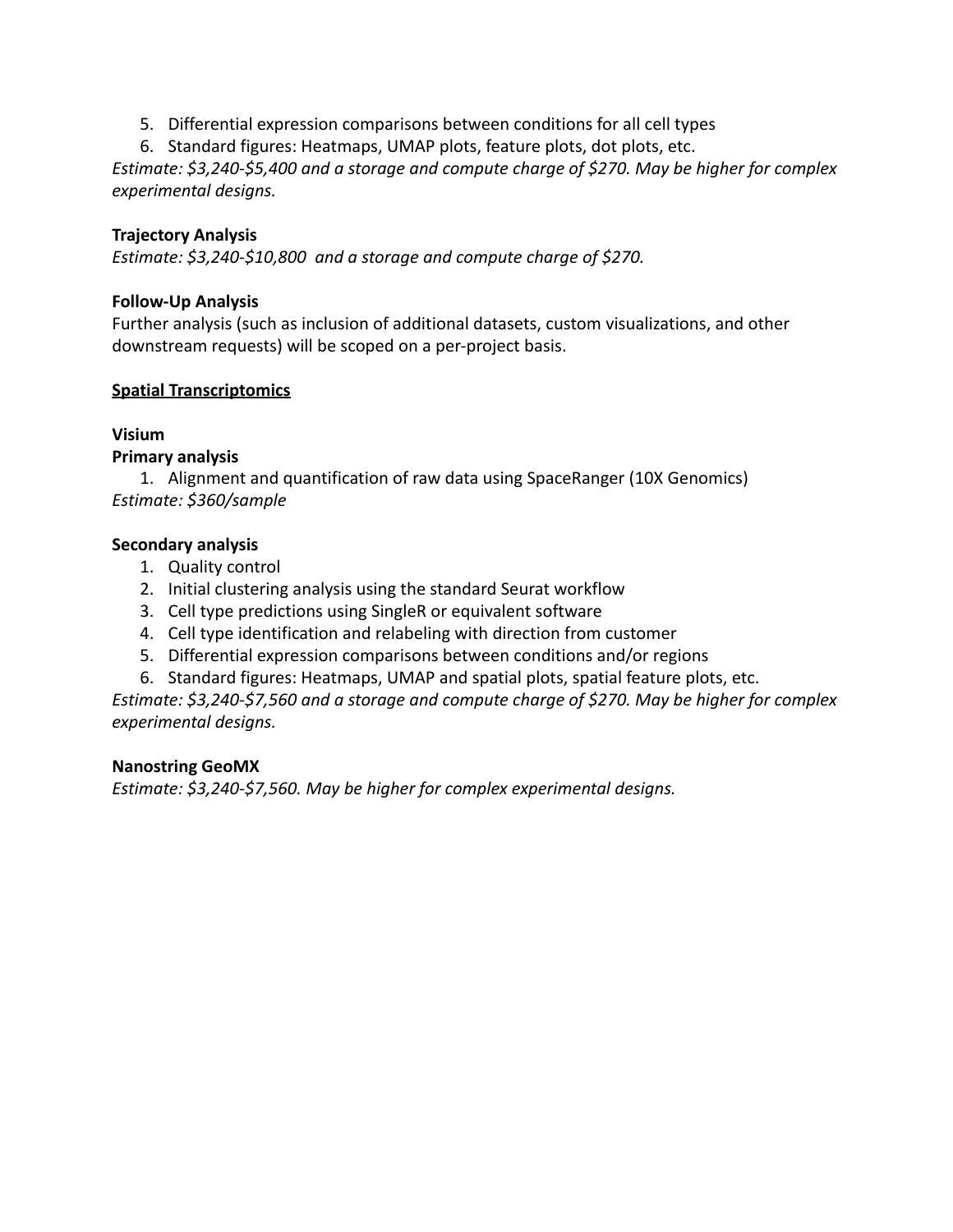5. Differential expression comparisons between conditions for all cell types
6. Standard figures: Heatmaps, UMAP plots, feature plots, dot plots, etc.

*Estimate: $3,240-$5,400 and a storage and compute charge of $270. May be higher for complex experimental designs.*

**Trajectory Analysis**

*Estimate: $3,240-$10,800 and a storage and compute charge of $270.*

**Follow-Up Analysis**

Further analysis (such as inclusion of additional datasets, custom visualizations, and other downstream requests) will be scoped on a per-project basis.

## Spatial Transcriptomics

### Visium

**Primary analysis**

1. Alignment and quantification of raw data using SpaceRanger (10X Genomics)

*Estimate: $360/sample*

**Secondary analysis**

1. Quality control
2. Initial clustering analysis using the standard Seurat workflow
3. Cell type predictions using SingleR or equivalent software
4. Cell type identification and relabeling with direction from customer
5. Differential expression comparisons between conditions and/or regions
6. Standard figures: Heatmaps, UMAP and spatial plots, spatial feature plots, etc.

*Estimate: $3,240-$7,560 and a storage and compute charge of $270. May be higher for complex experimental designs.*

### Nanostring GeoMX

*Estimate: $3,240-$7,560. May be higher for complex experimental designs.*